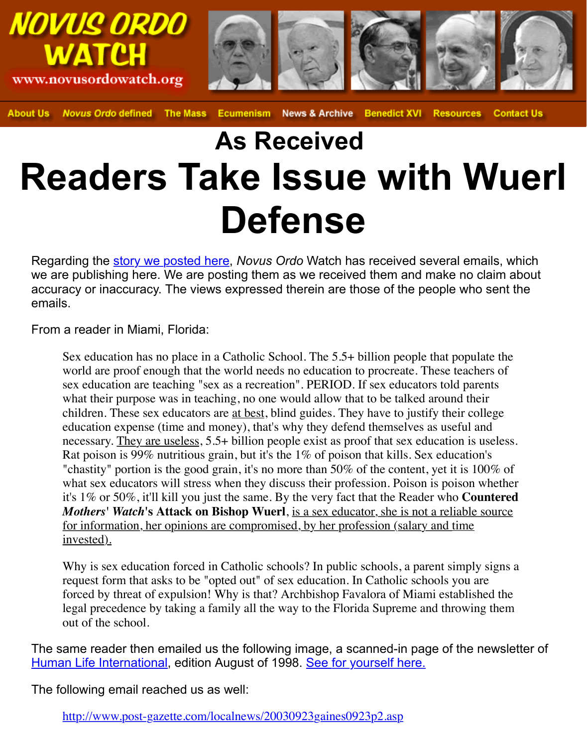NOVUS ORDO WATCH
www.novusordowatch.org

About Us | *Novus Ordo* defined | The Mass | Ecumenism | News & Archive | Benedict XVI | Resources | Contact Us

## As Received

# Readers Take Issue with Wuerl Defense

Regarding the [story we posted here](), *Novus Ordo* Watch has received several emails, which we are publishing here. We are posting them as we received them and make no claim about accuracy or inaccuracy. The views expressed therein are those of the people who sent the emails.

From a reader in Miami, Florida:

> Sex education has no place in a Catholic School. The 5.5+ billion people that populate the world are proof enough that the world needs no education to procreate. These teachers of sex education are teaching "sex as a recreation". PERIOD. If sex educators told parents what their purpose was in teaching, no one would allow that to be talked around their children. These sex educators are at best, blind guides. They have to justify their college education expense (time and money), that's why they defend themselves as useful and necessary. They are useless, 5.5+ billion people exist as proof that sex education is useless. Rat poison is 99% nutritious grain, but it's the 1% of poison that kills. Sex education's "chastity" portion is the good grain, it's no more than 50% of the content, yet it is 100% of what sex educators will stress when they discuss their profession. Poison is poison whether it's 1% or 50%, it'll kill you just the same. By the very fact that the Reader who **Countered *Mothers' Watch*'s Attack on Bishop Wuerl**, is a sex educator, she is not a reliable source for information, her opinions are compromised, by her profession (salary and time invested).
>
> Why is sex education forced in Catholic schools? In public schools, a parent simply signs a request form that asks to be "opted out" of sex education. In Catholic schools you are forced by threat of expulsion! Why is that? Archbishop Favalora of Miami established the legal precedence by taking a family all the way to the Florida Supreme and throwing them out of the school.

The same reader then emailed us the following image, a scanned-in page of the newsletter of [Human Life International](), edition August of 1998. [See for yourself here.]()

The following email reached us as well:

> http://www.post-gazette.com/localnews/20030923gaines0923p2.asp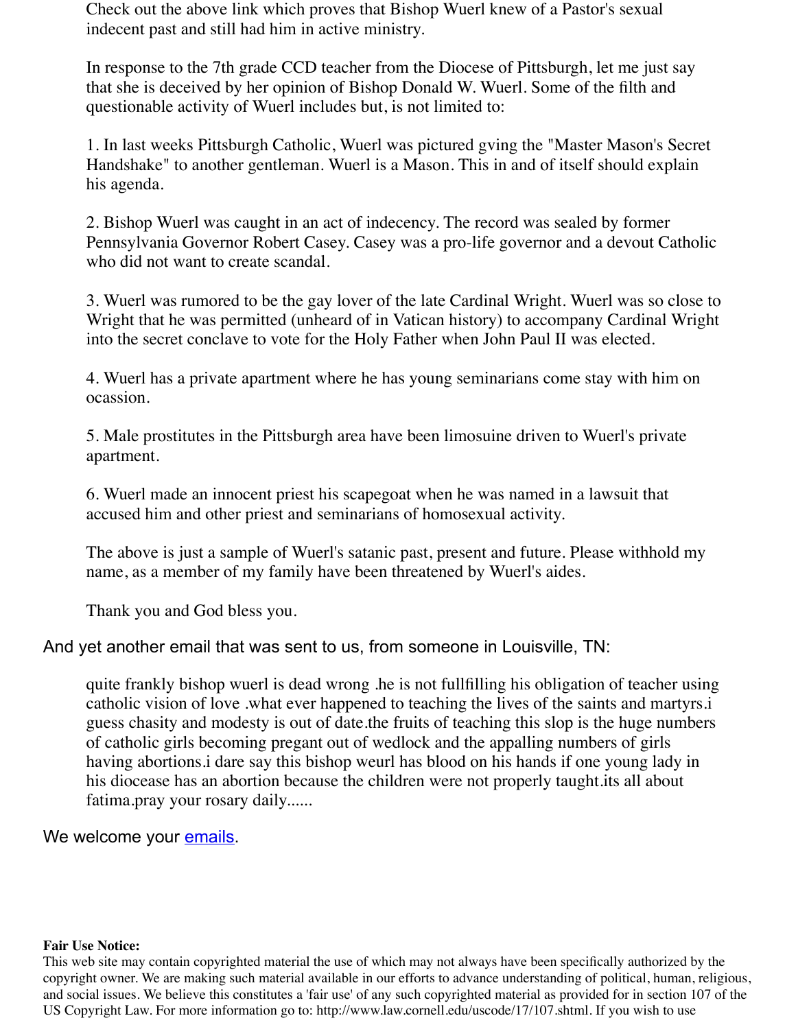> Check out the above link which proves that Bishop Wuerl knew of a Pastor's sexual indecent past and still had him in active ministry.
>
> In response to the 7th grade CCD teacher from the Diocese of Pittsburgh, let me just say that she is deceived by her opinion of Bishop Donald W. Wuerl. Some of the filth and questionable activity of Wuerl includes but, is not limited to:
>
> 1. In last weeks Pittsburgh Catholic, Wuerl was pictured gving the "Master Mason's Secret Handshake" to another gentleman. Wuerl is a Mason. This in and of itself should explain his agenda.
>
> 2. Bishop Wuerl was caught in an act of indecency. The record was sealed by former Pennsylvania Governor Robert Casey. Casey was a pro-life governor and a devout Catholic who did not want to create scandal.
>
> 3. Wuerl was rumored to be the gay lover of the late Cardinal Wright. Wuerl was so close to Wright that he was permitted (unheard of in Vatican history) to accompany Cardinal Wright into the secret conclave to vote for the Holy Father when John Paul II was elected.
>
> 4. Wuerl has a private apartment where he has young seminarians come stay with him on ocassion.
>
> 5. Male prostitutes in the Pittsburgh area have been limosuine driven to Wuerl's private apartment.
>
> 6. Wuerl made an innocent priest his scapegoat when he was named in a lawsuit that accused him and other priest and seminarians of homosexual activity.
>
> The above is just a sample of Wuerl's satanic past, present and future. Please withhold my name, as a member of my family have been threatened by Wuerl's aides.
>
> Thank you and God bless you.

And yet another email that was sent to us, from someone in Louisville, TN:

> quite frankly bishop wuerl is dead wrong .he is not fullfilling his obligation of teacher using catholic vision of love .what ever happened to teaching the lives of the saints and martyrs.i guess chasity and modesty is out of date.the fruits of teaching this slop is the huge numbers of catholic girls becoming pregant out of wedlock and the appalling numbers of girls having abortions.i dare say this bishop weurl has blood on his hands if one young lady in his diocease has an abortion because the children were not properly taught.its all about fatima.pray your rosary daily......

We welcome your emails.

**Fair Use Notice:**
This web site may contain copyrighted material the use of which may not always have been specifically authorized by the copyright owner. We are making such material available in our efforts to advance understanding of political, human, religious, and social issues. We believe this constitutes a 'fair use' of any such copyrighted material as provided for in section 107 of the US Copyright Law. For more information go to: http://www.law.cornell.edu/uscode/17/107.shtml. If you wish to use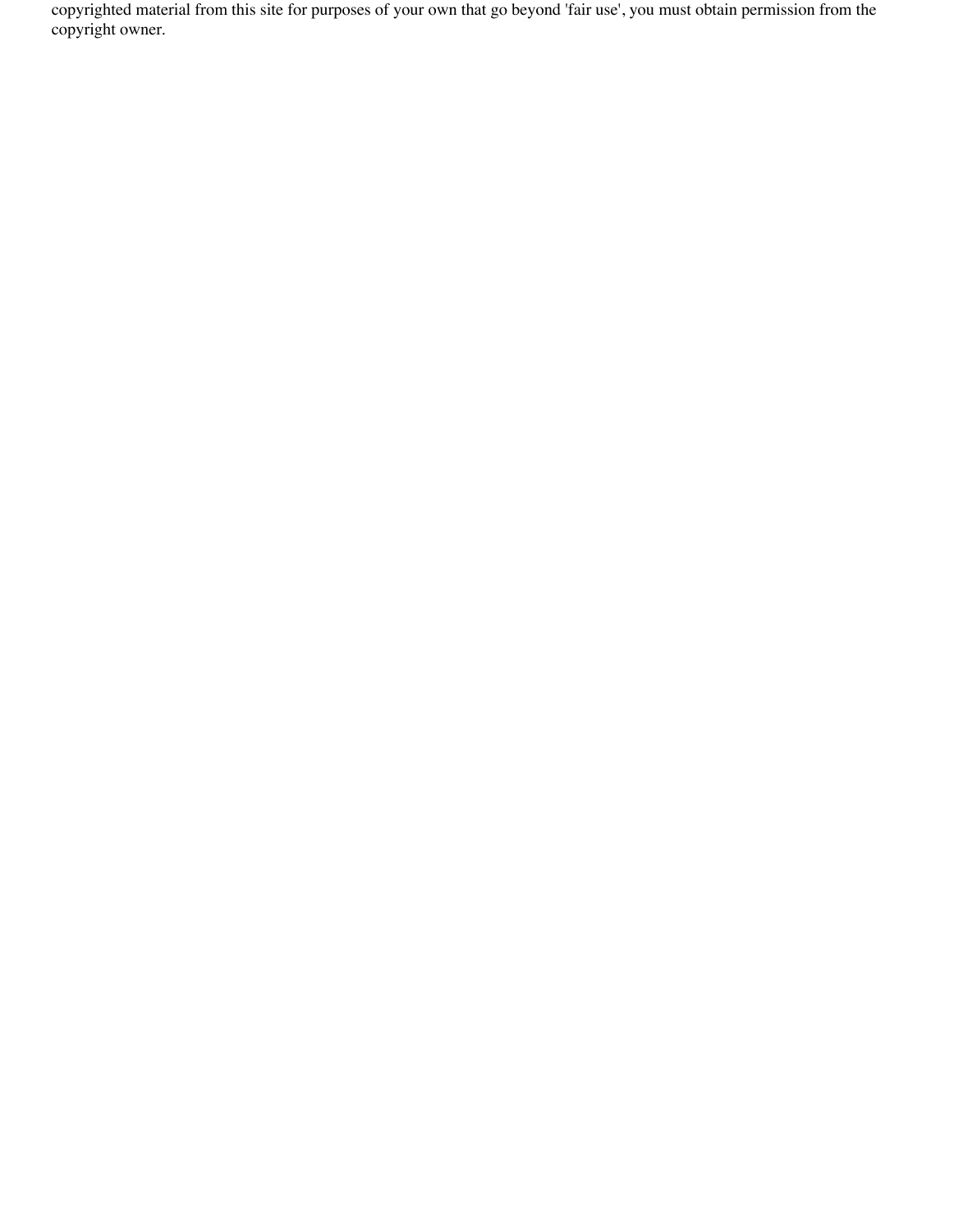copyrighted material from this site for purposes of your own that go beyond 'fair use', you must obtain permission from the copyright owner.